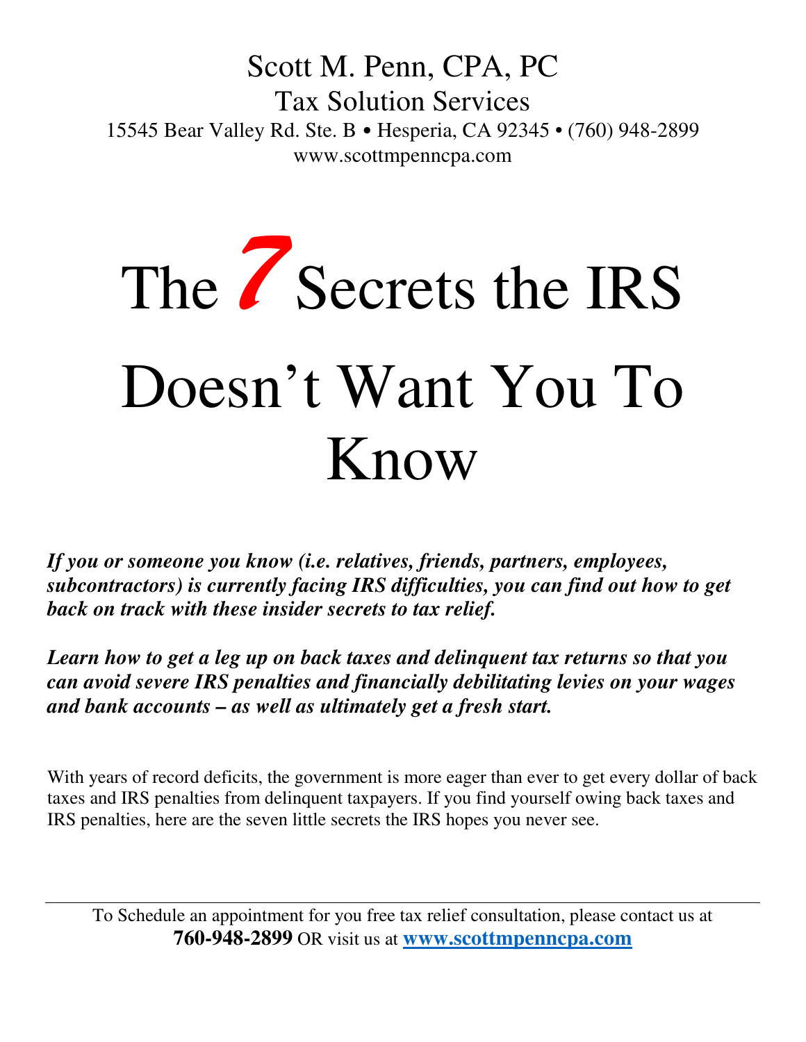Scott M. Penn, CPA, PC

Tax Solution Services

15545 Bear Valley Rd. Ste. B • Hesperia, CA 92345 • (760) 948-2899

www.scottmpenncpa.com

# The 7 Secrets the IRS Doesn't Want You To Know

***If you or someone you know (i.e. relatives, friends, partners, employees, subcontractors) is currently facing IRS difficulties, you can find out how to get back on track with these insider secrets to tax relief.***

***Learn how to get a leg up on back taxes and delinquent tax returns so that you can avoid severe IRS penalties and financially debilitating levies on your wages and bank accounts – as well as ultimately get a fresh start.***

With years of record deficits, the government is more eager than ever to get every dollar of back taxes and IRS penalties from delinquent taxpayers. If you find yourself owing back taxes and IRS penalties, here are the seven little secrets the IRS hopes you never see.

---

To Schedule an appointment for you free tax relief consultation, please contact us at **760-948-2899** OR visit us at **www.scottmpenncpa.com**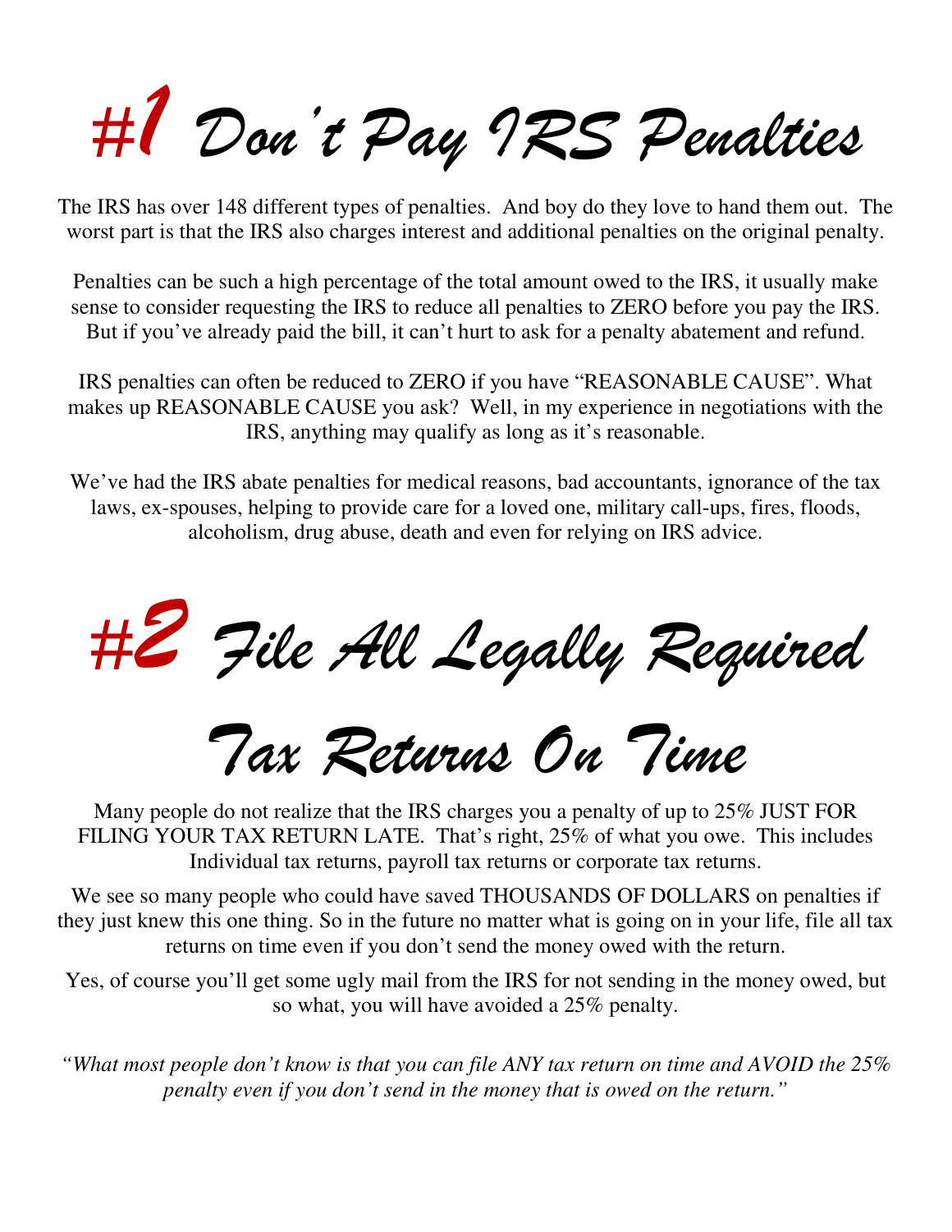# #1 Don't Pay IRS Penalties

The IRS has over 148 different types of penalties. And boy do they love to hand them out. The worst part is that the IRS also charges interest and additional penalties on the original penalty.

Penalties can be such a high percentage of the total amount owed to the IRS, it usually make sense to consider requesting the IRS to reduce all penalties to ZERO before you pay the IRS. But if you've already paid the bill, it can't hurt to ask for a penalty abatement and refund.

IRS penalties can often be reduced to ZERO if you have "REASONABLE CAUSE". What makes up REASONABLE CAUSE you ask? Well, in my experience in negotiations with the IRS, anything may qualify as long as it's reasonable.

We've had the IRS abate penalties for medical reasons, bad accountants, ignorance of the tax laws, ex-spouses, helping to provide care for a loved one, military call-ups, fires, floods, alcoholism, drug abuse, death and even for relying on IRS advice.

# #2 File All Legally Required Tax Returns On Time

Many people do not realize that the IRS charges you a penalty of up to 25% JUST FOR FILING YOUR TAX RETURN LATE. That's right, 25% of what you owe. This includes Individual tax returns, payroll tax returns or corporate tax returns.

We see so many people who could have saved THOUSANDS OF DOLLARS on penalties if they just knew this one thing. So in the future no matter what is going on in your life, file all tax returns on time even if you don't send the money owed with the return.

Yes, of course you'll get some ugly mail from the IRS for not sending in the money owed, but so what, you will have avoided a 25% penalty.

*"What most people don't know is that you can file ANY tax return on time and AVOID the 25% penalty even if you don't send in the money that is owed on the return."*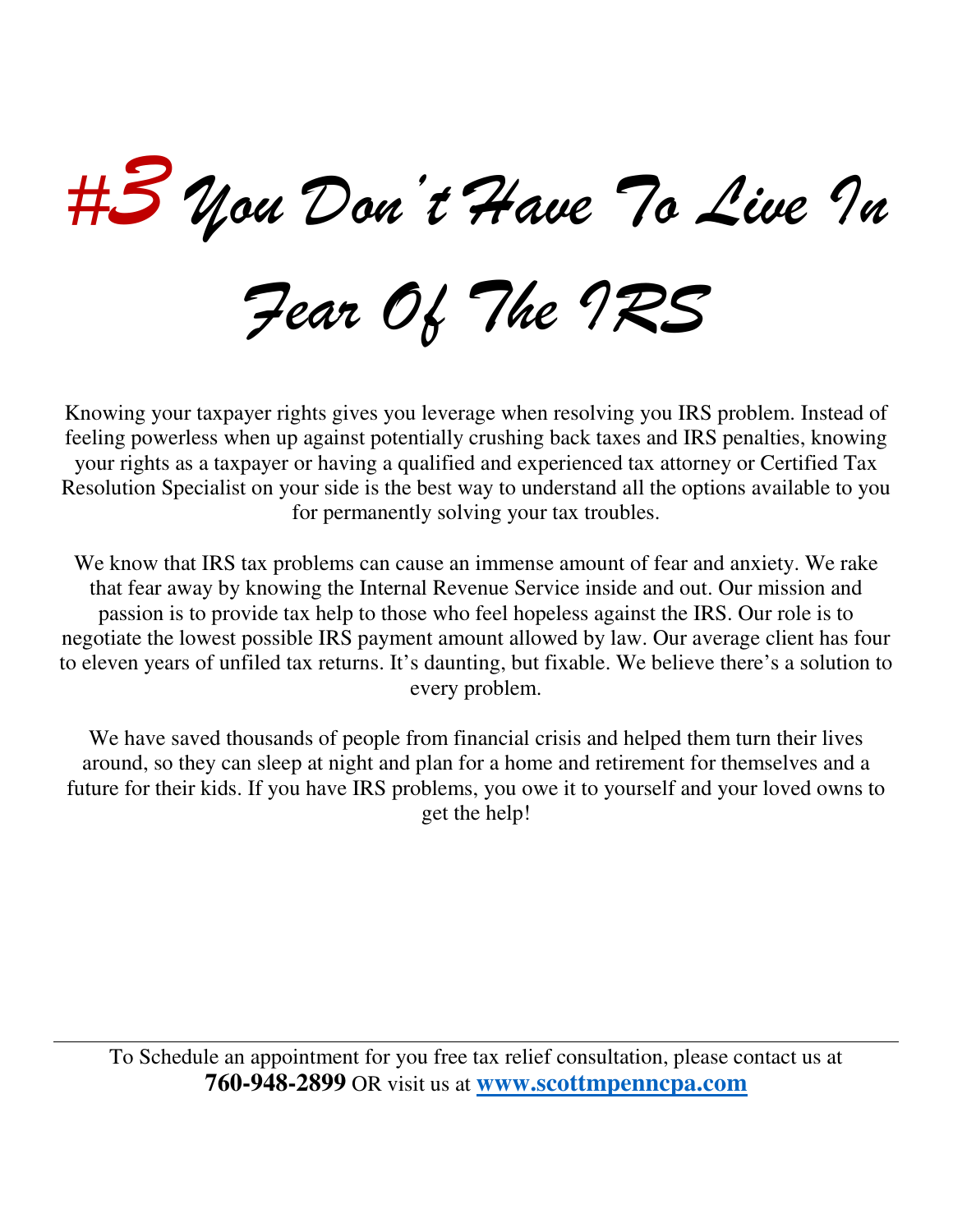# #3 You Don't Have To Live In Fear Of The IRS

Knowing your taxpayer rights gives you leverage when resolving you IRS problem. Instead of feeling powerless when up against potentially crushing back taxes and IRS penalties, knowing your rights as a taxpayer or having a qualified and experienced tax attorney or Certified Tax Resolution Specialist on your side is the best way to understand all the options available to you for permanently solving your tax troubles.

We know that IRS tax problems can cause an immense amount of fear and anxiety. We rake that fear away by knowing the Internal Revenue Service inside and out. Our mission and passion is to provide tax help to those who feel hopeless against the IRS. Our role is to negotiate the lowest possible IRS payment amount allowed by law. Our average client has four to eleven years of unfiled tax returns. It's daunting, but fixable. We believe there's a solution to every problem.

We have saved thousands of people from financial crisis and helped them turn their lives around, so they can sleep at night and plan for a home and retirement for themselves and a future for their kids. If you have IRS problems, you owe it to yourself and your loved owns to get the help!

---

To Schedule an appointment for you free tax relief consultation, please contact us at **760-948-2899** OR visit us at **[www.scottmpenncpa.com](http://www.scottmpenncpa.com)**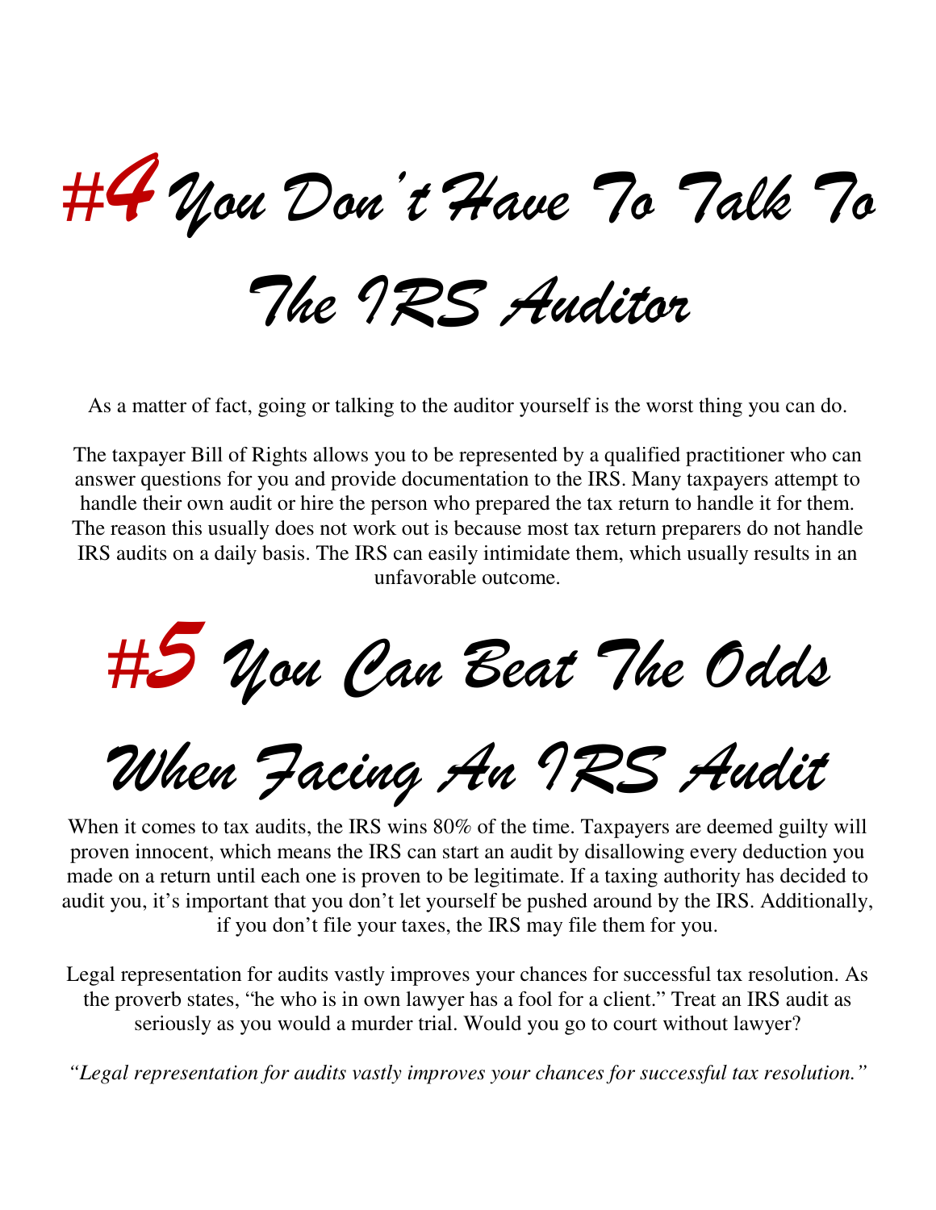# #4 You Don't Have To Talk To The IRS Auditor

As a matter of fact, going or talking to the auditor yourself is the worst thing you can do.

The taxpayer Bill of Rights allows you to be represented by a qualified practitioner who can answer questions for you and provide documentation to the IRS. Many taxpayers attempt to handle their own audit or hire the person who prepared the tax return to handle it for them. The reason this usually does not work out is because most tax return preparers do not handle IRS audits on a daily basis. The IRS can easily intimidate them, which usually results in an unfavorable outcome.

# #5 You Can Beat The Odds When Facing An IRS Audit

When it comes to tax audits, the IRS wins 80% of the time. Taxpayers are deemed guilty will proven innocent, which means the IRS can start an audit by disallowing every deduction you made on a return until each one is proven to be legitimate. If a taxing authority has decided to audit you, it's important that you don't let yourself be pushed around by the IRS. Additionally, if you don't file your taxes, the IRS may file them for you.

Legal representation for audits vastly improves your chances for successful tax resolution. As the proverb states, "he who is in own lawyer has a fool for a client." Treat an IRS audit as seriously as you would a murder trial. Would you go to court without lawyer?

*"Legal representation for audits vastly improves your chances for successful tax resolution."*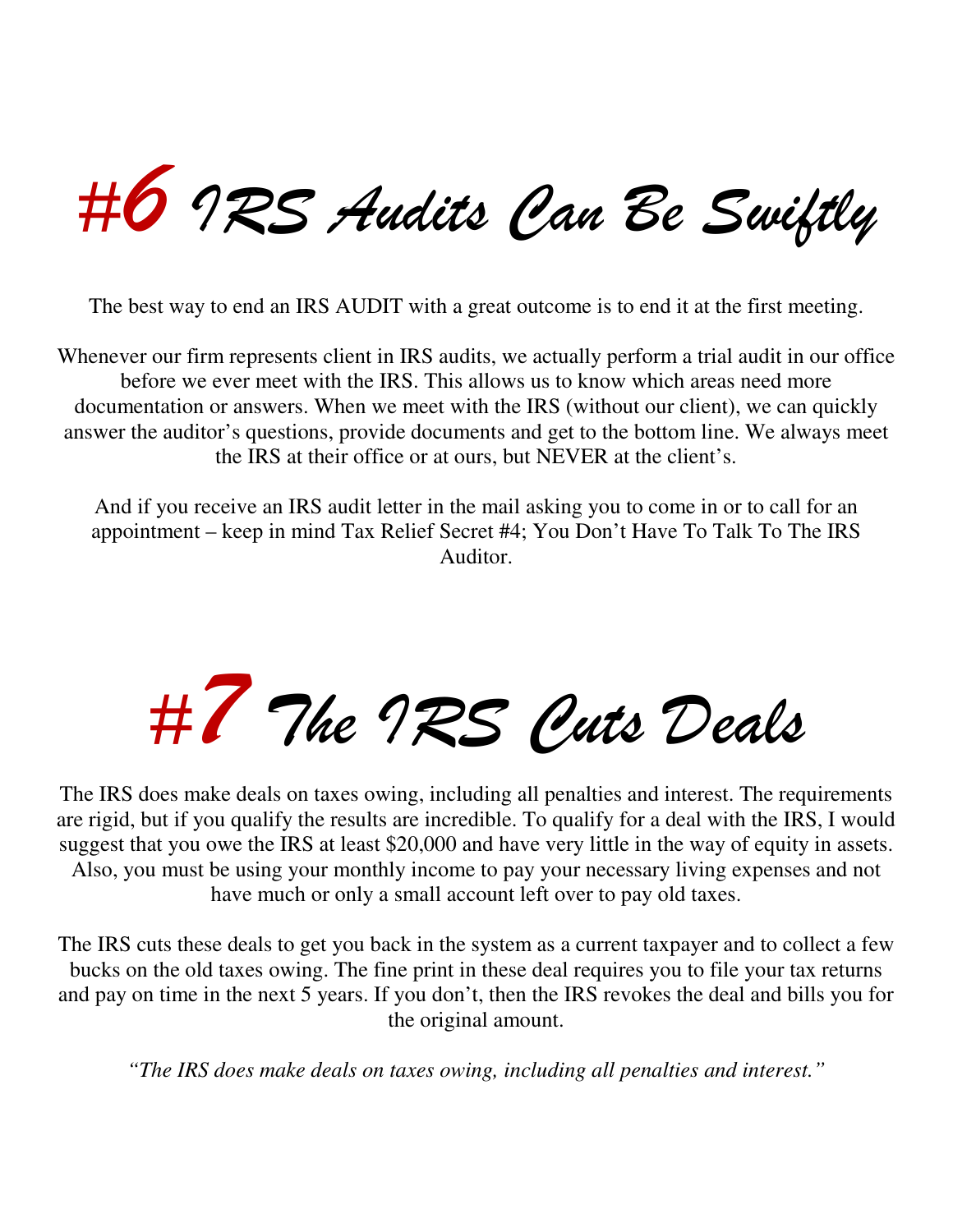# #6 IRS Audits Can Be Swiftly

The best way to end an IRS AUDIT with a great outcome is to end it at the first meeting.

Whenever our firm represents client in IRS audits, we actually perform a trial audit in our office before we ever meet with the IRS. This allows us to know which areas need more documentation or answers. When we meet with the IRS (without our client), we can quickly answer the auditor's questions, provide documents and get to the bottom line. We always meet the IRS at their office or at ours, but NEVER at the client's.

And if you receive an IRS audit letter in the mail asking you to come in or to call for an appointment – keep in mind Tax Relief Secret #4; You Don't Have To Talk To The IRS Auditor.

# #7 The IRS Cuts Deals

The IRS does make deals on taxes owing, including all penalties and interest. The requirements are rigid, but if you qualify the results are incredible. To qualify for a deal with the IRS, I would suggest that you owe the IRS at least $20,000 and have very little in the way of equity in assets. Also, you must be using your monthly income to pay your necessary living expenses and not have much or only a small account left over to pay old taxes.

The IRS cuts these deals to get you back in the system as a current taxpayer and to collect a few bucks on the old taxes owing. The fine print in these deal requires you to file your tax returns and pay on time in the next 5 years. If you don't, then the IRS revokes the deal and bills you for the original amount.

*"The IRS does make deals on taxes owing, including all penalties and interest."*